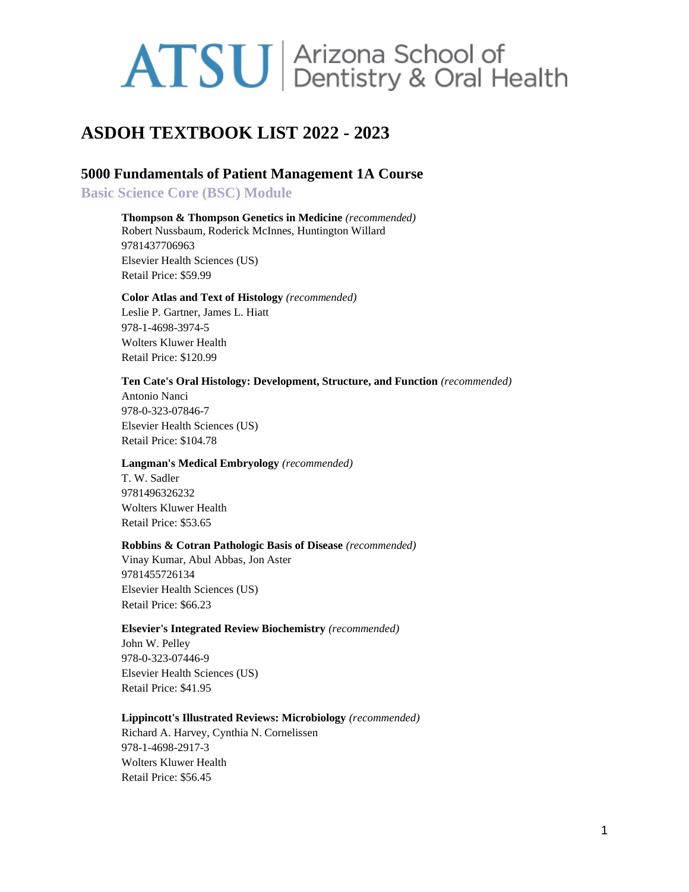ATSU | Arizona School of Dentistry & Oral Health

# ASDOH TEXTBOOK LIST 2022 - 2023

## 5000 Fundamentals of Patient Management 1A Course

### Basic Science Core (BSC) Module

**Thompson & Thompson Genetics in Medicine** *(recommended)*
Robert Nussbaum, Roderick McInnes, Huntington Willard
9781437706963
Elsevier Health Sciences (US)
Retail Price: $59.99

**Color Atlas and Text of Histology** *(recommended)*
Leslie P. Gartner, James L. Hiatt
978-1-4698-3974-5
Wolters Kluwer Health
Retail Price: $120.99

**Ten Cate's Oral Histology: Development, Structure, and Function** *(recommended)*
Antonio Nanci
978-0-323-07846-7
Elsevier Health Sciences (US)
Retail Price: $104.78

**Langman's Medical Embryology** *(recommended)*
T. W. Sadler
9781496326232
Wolters Kluwer Health
Retail Price: $53.65

**Robbins & Cotran Pathologic Basis of Disease** *(recommended)*
Vinay Kumar, Abul Abbas, Jon Aster
9781455726134
Elsevier Health Sciences (US)
Retail Price: $66.23

**Elsevier's Integrated Review Biochemistry** *(recommended)*
John W. Pelley
978-0-323-07446-9
Elsevier Health Sciences (US)
Retail Price: $41.95

**Lippincott's Illustrated Reviews: Microbiology** *(recommended)*
Richard A. Harvey, Cynthia N. Cornelissen
978-1-4698-2917-3
Wolters Kluwer Health
Retail Price: $56.45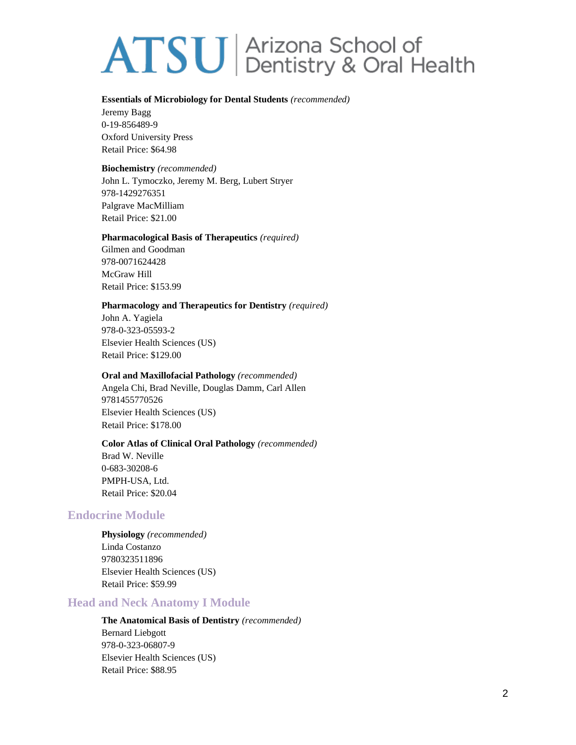**Essentials of Microbiology for Dental Students** *(recommended)*
Jeremy Bagg
0-19-856489-9
Oxford University Press
Retail Price: $64.98

**Biochemistry** *(recommended)*
John L. Tymoczko, Jeremy M. Berg, Lubert Stryer
978-1429276351
Palgrave MacMilliam
Retail Price: $21.00

**Pharmacological Basis of Therapeutics** *(required)*
Gilmen and Goodman
978-0071624428
McGraw Hill
Retail Price: $153.99

**Pharmacology and Therapeutics for Dentistry** *(required)*
John A. Yagiela
978-0-323-05593-2
Elsevier Health Sciences (US)
Retail Price: $129.00

**Oral and Maxillofacial Pathology** *(recommended)*
Angela Chi, Brad Neville, Douglas Damm, Carl Allen
9781455770526
Elsevier Health Sciences (US)
Retail Price: $178.00

**Color Atlas of Clinical Oral Pathology** *(recommended)*
Brad W. Neville
0-683-30208-6
PMPH-USA, Ltd.
Retail Price: $20.04

## Endocrine Module

**Physiology** *(recommended)*
Linda Costanzo
9780323511896
Elsevier Health Sciences (US)
Retail Price: $59.99

## Head and Neck Anatomy I Module

**The Anatomical Basis of Dentistry** *(recommended)*
Bernard Liebgott
978-0-323-06807-9
Elsevier Health Sciences (US)
Retail Price: $88.95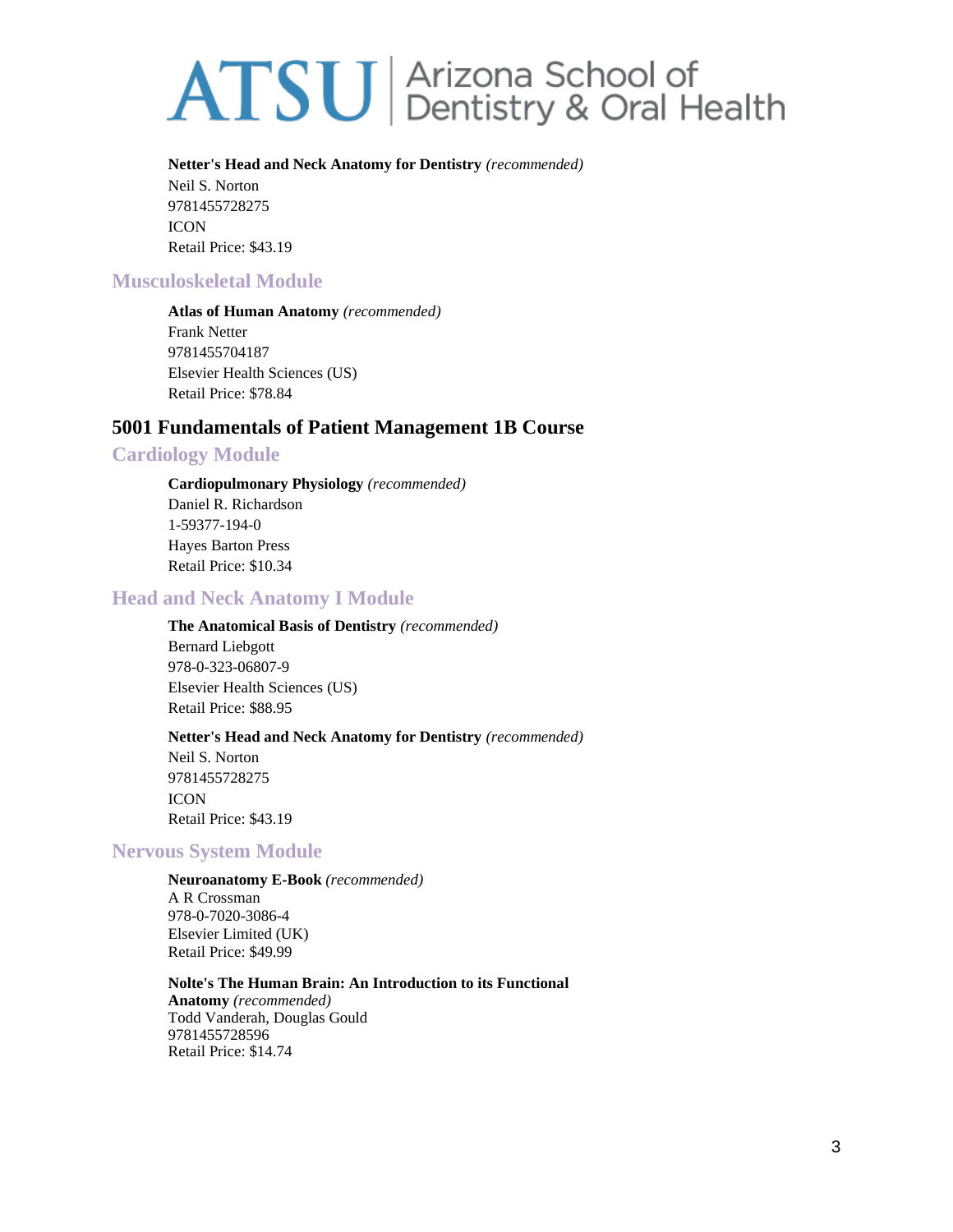**Netter's Head and Neck Anatomy for Dentistry** *(recommended)*
Neil S. Norton
9781455728275
ICON
Retail Price: $43.19

### Musculoskeletal Module

**Atlas of Human Anatomy** *(recommended)*
Frank Netter
9781455704187
Elsevier Health Sciences (US)
Retail Price: $78.84

## 5001 Fundamentals of Patient Management 1B Course

### Cardiology Module

**Cardiopulmonary Physiology** *(recommended)*
Daniel R. Richardson
1-59377-194-0
Hayes Barton Press
Retail Price: $10.34

### Head and Neck Anatomy I Module

**The Anatomical Basis of Dentistry** *(recommended)*
Bernard Liebgott
978-0-323-06807-9
Elsevier Health Sciences (US)
Retail Price: $88.95

**Netter's Head and Neck Anatomy for Dentistry** *(recommended)*
Neil S. Norton
9781455728275
ICON
Retail Price: $43.19

### Nervous System Module

**Neuroanatomy E-Book** *(recommended)*
A R Crossman
978-0-7020-3086-4
Elsevier Limited (UK)
Retail Price: $49.99

**Nolte's The Human Brain: An Introduction to its Functional Anatomy** *(recommended)*
Todd Vanderah, Douglas Gould
9781455728596
Retail Price: $14.74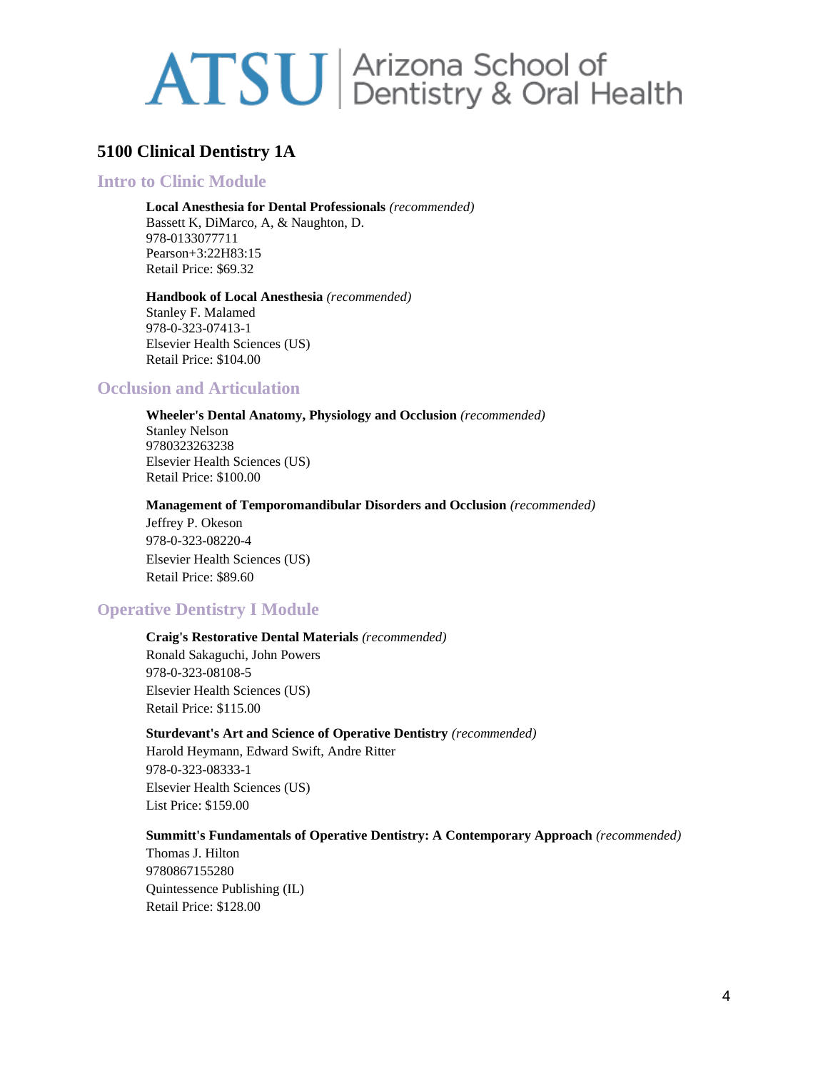# ATSU | Arizona School of Dentistry & Oral Health

## 5100 Clinical Dentistry 1A

### Intro to Clinic Module

**Local Anesthesia for Dental Professionals** *(recommended)*
Bassett K, DiMarco, A, & Naughton, D.
978-0133077711
Pearson+3:22H83:15
Retail Price: $69.32

**Handbook of Local Anesthesia** *(recommended)*
Stanley F. Malamed
978-0-323-07413-1
Elsevier Health Sciences (US)
Retail Price: $104.00

### Occlusion and Articulation

**Wheeler's Dental Anatomy, Physiology and Occlusion** *(recommended)*
Stanley Nelson
9780323263238
Elsevier Health Sciences (US)
Retail Price: $100.00

**Management of Temporomandibular Disorders and Occlusion** *(recommended)*
Jeffrey P. Okeson
978-0-323-08220-4
Elsevier Health Sciences (US)
Retail Price: $89.60

### Operative Dentistry I Module

**Craig's Restorative Dental Materials** *(recommended)*
Ronald Sakaguchi, John Powers
978-0-323-08108-5
Elsevier Health Sciences (US)
Retail Price: $115.00

**Sturdevant's Art and Science of Operative Dentistry** *(recommended)*
Harold Heymann, Edward Swift, Andre Ritter
978-0-323-08333-1
Elsevier Health Sciences (US)
List Price: $159.00

**Summitt's Fundamentals of Operative Dentistry: A Contemporary Approach** *(recommended)*
Thomas J. Hilton
9780867155280
Quintessence Publishing (IL)
Retail Price: $128.00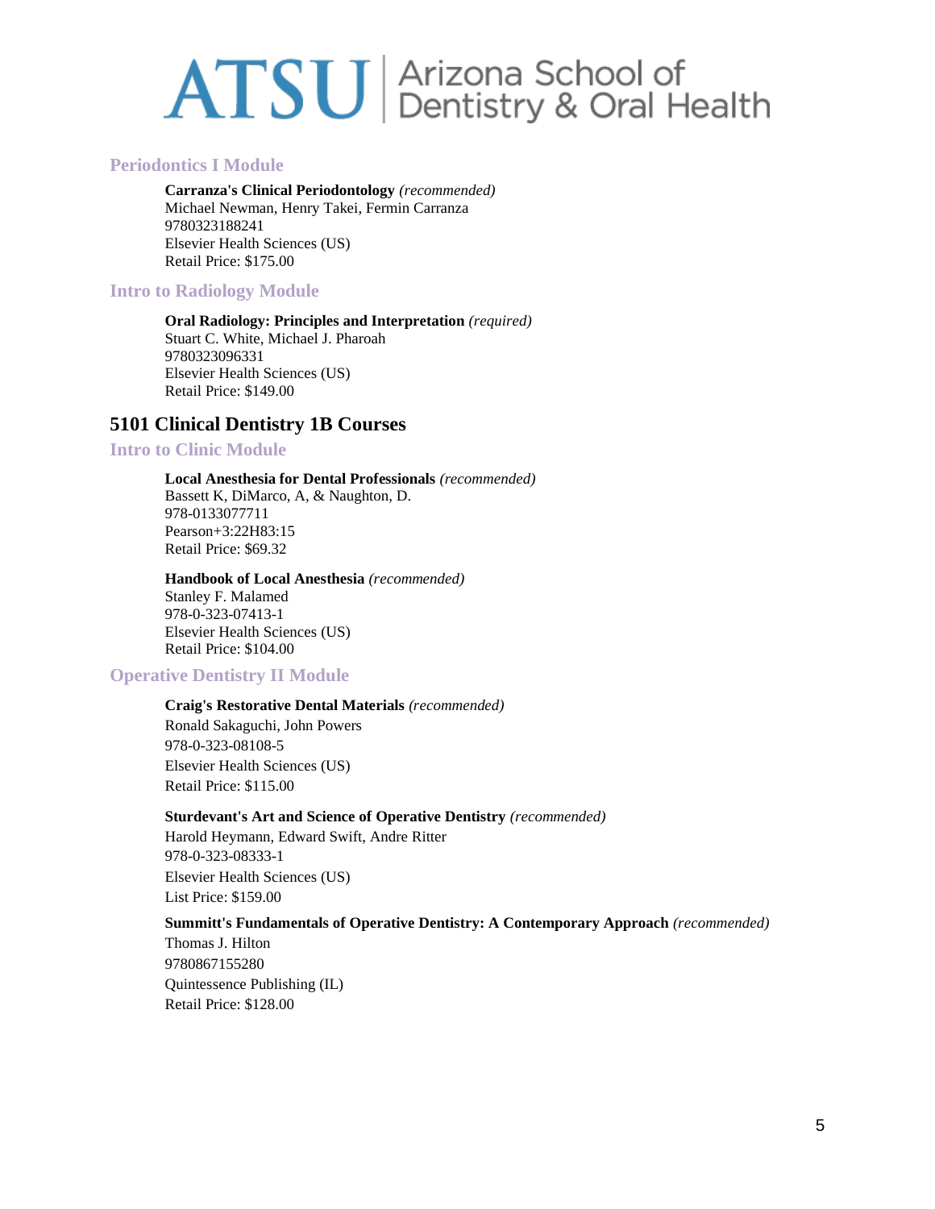### Periodontics I Module

**Carranza's Clinical Periodontology** *(recommended)*
Michael Newman, Henry Takei, Fermin Carranza
9780323188241
Elsevier Health Sciences (US)
Retail Price: $175.00

### Intro to Radiology Module

**Oral Radiology: Principles and Interpretation** *(required)*
Stuart C. White, Michael J. Pharoah
9780323096331
Elsevier Health Sciences (US)
Retail Price: $149.00

## 5101 Clinical Dentistry 1B Courses

### Intro to Clinic Module

**Local Anesthesia for Dental Professionals** *(recommended)*
Bassett K, DiMarco, A, & Naughton, D.
978-0133077711
Pearson+3:22H83:15
Retail Price: $69.32

**Handbook of Local Anesthesia** *(recommended)*
Stanley F. Malamed
978-0-323-07413-1
Elsevier Health Sciences (US)
Retail Price: $104.00

### Operative Dentistry II Module

**Craig's Restorative Dental Materials** *(recommended)*
Ronald Sakaguchi, John Powers
978-0-323-08108-5
Elsevier Health Sciences (US)
Retail Price: $115.00

**Sturdevant's Art and Science of Operative Dentistry** *(recommended)*
Harold Heymann, Edward Swift, Andre Ritter
978-0-323-08333-1
Elsevier Health Sciences (US)
List Price: $159.00

**Summitt's Fundamentals of Operative Dentistry: A Contemporary Approach** *(recommended)*
Thomas J. Hilton
9780867155280
Quintessence Publishing (IL)
Retail Price: $128.00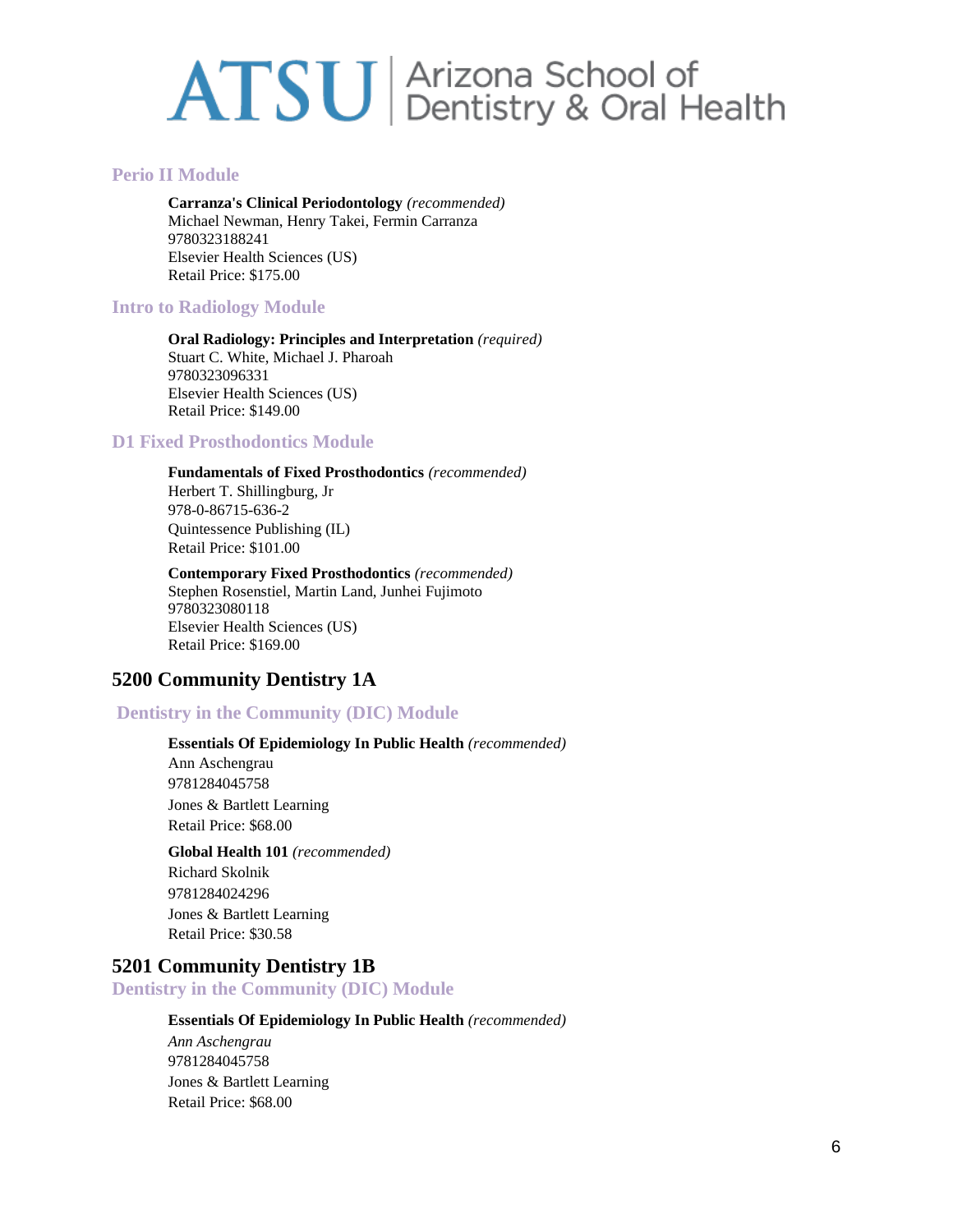### Perio II Module

**Carranza's Clinical Periodontology** *(recommended)*
Michael Newman, Henry Takei, Fermin Carranza
9780323188241
Elsevier Health Sciences (US)
Retail Price: $175.00

### Intro to Radiology Module

**Oral Radiology: Principles and Interpretation** *(required)*
Stuart C. White, Michael J. Pharoah
9780323096331
Elsevier Health Sciences (US)
Retail Price: $149.00

### D1 Fixed Prosthodontics Module

**Fundamentals of Fixed Prosthodontics** *(recommended)*
Herbert T. Shillingburg, Jr
978-0-86715-636-2
Quintessence Publishing (IL)
Retail Price: $101.00

**Contemporary Fixed Prosthodontics** *(recommended)*
Stephen Rosenstiel, Martin Land, Junhei Fujimoto
9780323080118
Elsevier Health Sciences (US)
Retail Price: $169.00

## 5200 Community Dentistry 1A

### Dentistry in the Community (DIC) Module

**Essentials Of Epidemiology In Public Health** *(recommended)*
Ann Aschengrau
9781284045758
Jones & Bartlett Learning
Retail Price: $68.00

**Global Health 101** *(recommended)*
Richard Skolnik
9781284024296
Jones & Bartlett Learning
Retail Price: $30.58

## 5201 Community Dentistry 1B

### Dentistry in the Community (DIC) Module

**Essentials Of Epidemiology In Public Health** *(recommended)*
*Ann Aschengrau*
9781284045758
Jones & Bartlett Learning
Retail Price: $68.00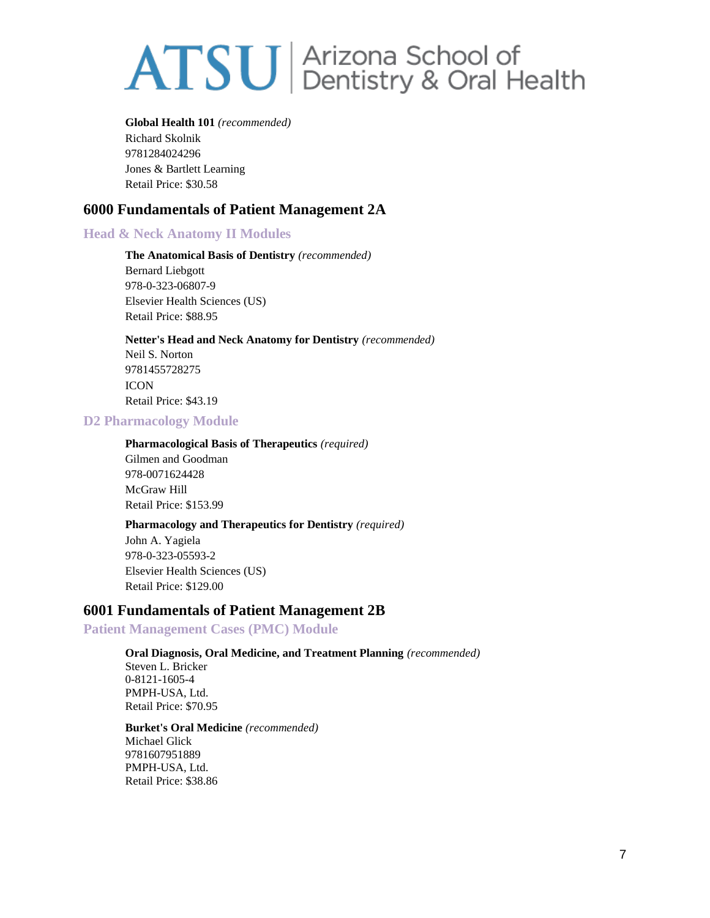**Global Health 101** *(recommended)*
Richard Skolnik
9781284024296
Jones & Bartlett Learning
Retail Price: $30.58

## 6000 Fundamentals of Patient Management 2A

### Head & Neck Anatomy II Modules

**The Anatomical Basis of Dentistry** *(recommended)*
Bernard Liebgott
978-0-323-06807-9
Elsevier Health Sciences (US)
Retail Price: $88.95

**Netter's Head and Neck Anatomy for Dentistry** *(recommended)*
Neil S. Norton
9781455728275
ICON
Retail Price: $43.19

### D2 Pharmacology Module

**Pharmacological Basis of Therapeutics** *(required)*
Gilmen and Goodman
978-0071624428
McGraw Hill
Retail Price: $153.99

**Pharmacology and Therapeutics for Dentistry** *(required)*
John A. Yagiela
978-0-323-05593-2
Elsevier Health Sciences (US)
Retail Price: $129.00

## 6001 Fundamentals of Patient Management 2B

### Patient Management Cases (PMC) Module

**Oral Diagnosis, Oral Medicine, and Treatment Planning** *(recommended)*
Steven L. Bricker
0-8121-1605-4
PMPH-USA, Ltd.
Retail Price: $70.95

**Burket's Oral Medicine** *(recommended)*
Michael Glick
9781607951889
PMPH-USA, Ltd.
Retail Price: $38.86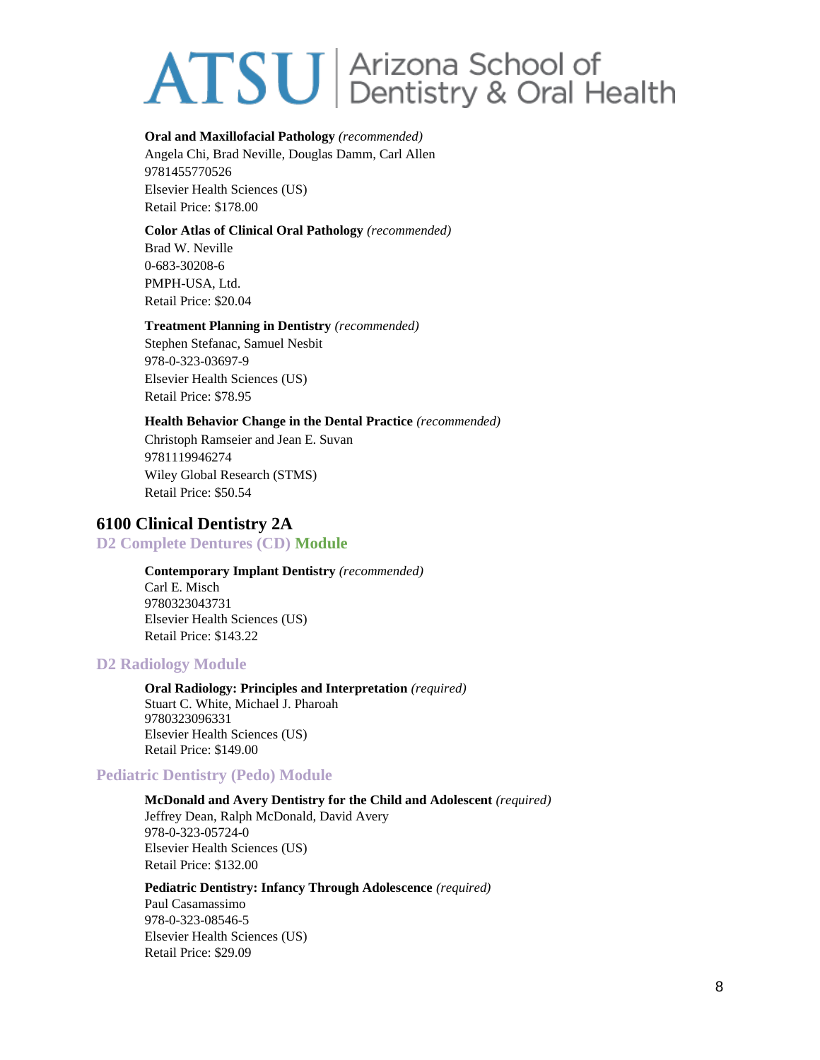**Oral and Maxillofacial Pathology** *(recommended)*
Angela Chi, Brad Neville, Douglas Damm, Carl Allen
9781455770526
Elsevier Health Sciences (US)
Retail Price: $178.00

**Color Atlas of Clinical Oral Pathology** *(recommended)*
Brad W. Neville
0-683-30208-6
PMPH-USA, Ltd.
Retail Price: $20.04

**Treatment Planning in Dentistry** *(recommended)*
Stephen Stefanac, Samuel Nesbit
978-0-323-03697-9
Elsevier Health Sciences (US)
Retail Price: $78.95

**Health Behavior Change in the Dental Practice** *(recommended)*
Christoph Ramseier and Jean E. Suvan
9781119946274
Wiley Global Research (STMS)
Retail Price: $50.54

## 6100 Clinical Dentistry 2A

### D2 Complete Dentures (CD) Module

**Contemporary Implant Dentistry** *(recommended)*
Carl E. Misch
9780323043731
Elsevier Health Sciences (US)
Retail Price: $143.22

### D2 Radiology Module

**Oral Radiology: Principles and Interpretation** *(required)*
Stuart C. White, Michael J. Pharoah
9780323096331
Elsevier Health Sciences (US)
Retail Price: $149.00

### Pediatric Dentistry (Pedo) Module

**McDonald and Avery Dentistry for the Child and Adolescent** *(required)*
Jeffrey Dean, Ralph McDonald, David Avery
978-0-323-05724-0
Elsevier Health Sciences (US)
Retail Price: $132.00

**Pediatric Dentistry: Infancy Through Adolescence** *(required)*
Paul Casamassimo
978-0-323-08546-5
Elsevier Health Sciences (US)
Retail Price: $29.09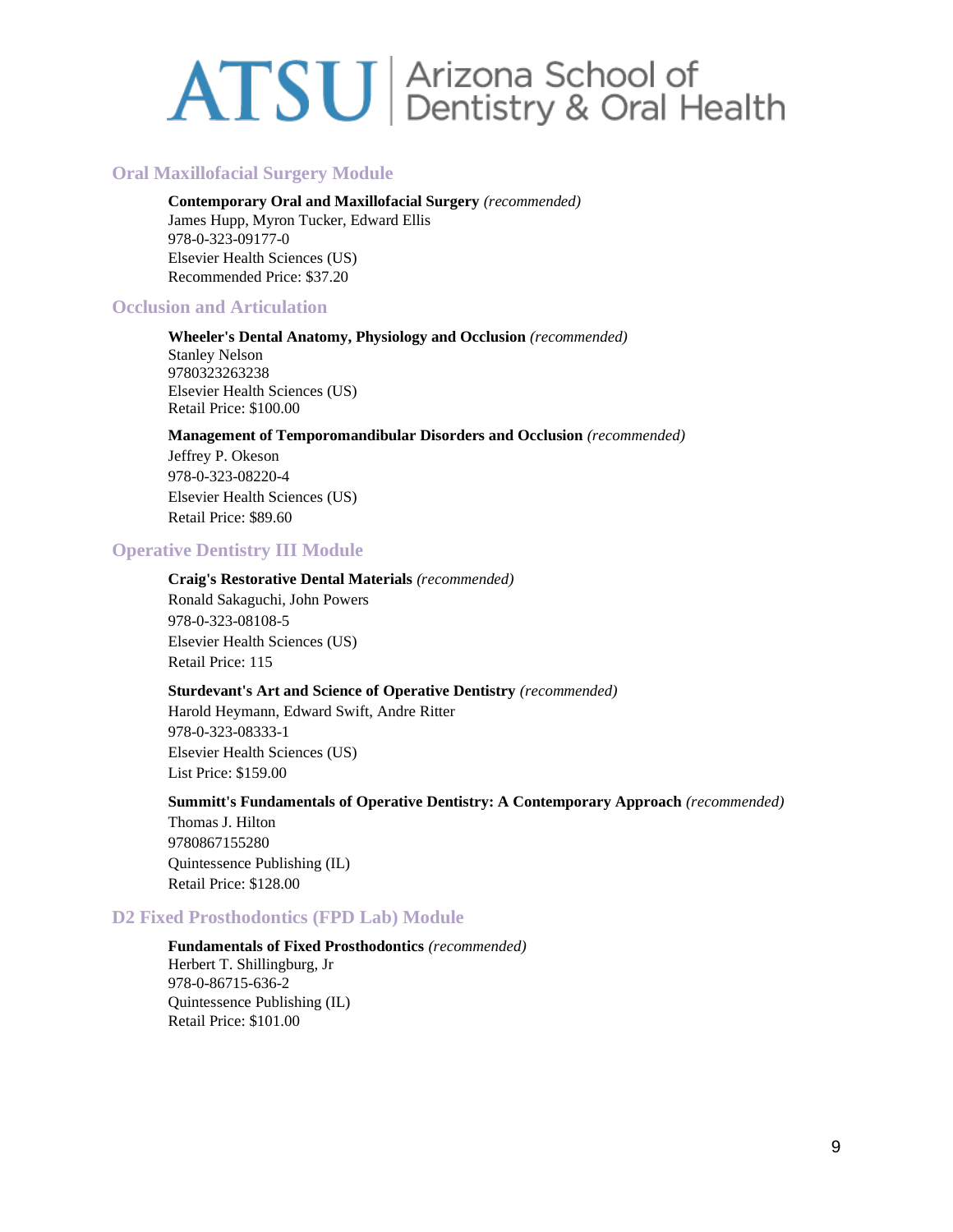## Oral Maxillofacial Surgery Module

**Contemporary Oral and Maxillofacial Surgery** *(recommended)*
James Hupp, Myron Tucker, Edward Ellis
978-0-323-09177-0
Elsevier Health Sciences (US)
Recommended Price: $37.20

## Occlusion and Articulation

**Wheeler's Dental Anatomy, Physiology and Occlusion** *(recommended)*
Stanley Nelson
9780323263238
Elsevier Health Sciences (US)
Retail Price: $100.00

**Management of Temporomandibular Disorders and Occlusion** *(recommended)*
Jeffrey P. Okeson
978-0-323-08220-4
Elsevier Health Sciences (US)
Retail Price: $89.60

## Operative Dentistry III Module

**Craig's Restorative Dental Materials** *(recommended)*
Ronald Sakaguchi, John Powers
978-0-323-08108-5
Elsevier Health Sciences (US)
Retail Price: 115

**Sturdevant's Art and Science of Operative Dentistry** *(recommended)*
Harold Heymann, Edward Swift, Andre Ritter
978-0-323-08333-1
Elsevier Health Sciences (US)
List Price: $159.00

**Summitt's Fundamentals of Operative Dentistry: A Contemporary Approach** *(recommended)*
Thomas J. Hilton
9780867155280
Quintessence Publishing (IL)
Retail Price: $128.00

## D2 Fixed Prosthodontics (FPD Lab) Module

**Fundamentals of Fixed Prosthodontics** *(recommended)*
Herbert T. Shillingburg, Jr
978-0-86715-636-2
Quintessence Publishing (IL)
Retail Price: $101.00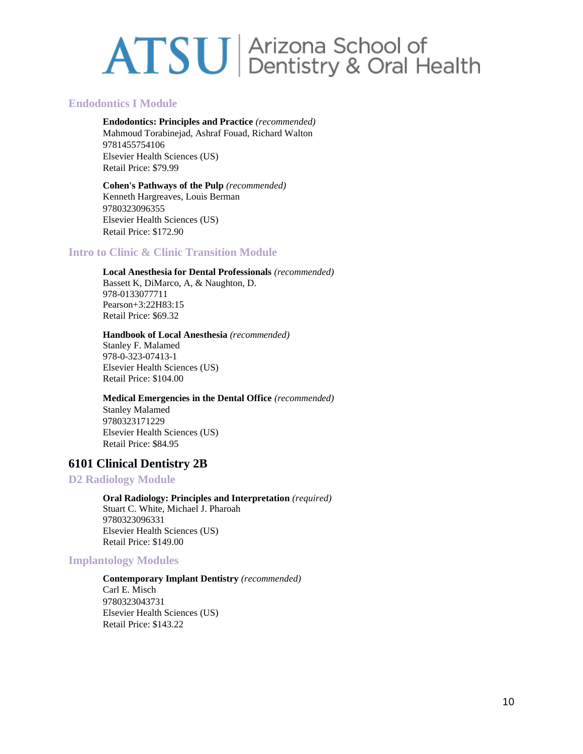### Endodontics I Module

**Endodontics: Principles and Practice** *(recommended)*
Mahmoud Torabinejad, Ashraf Fouad, Richard Walton
9781455754106
Elsevier Health Sciences (US)
Retail Price: $79.99

**Cohen's Pathways of the Pulp** *(recommended)*
Kenneth Hargreaves, Louis Berman
9780323096355
Elsevier Health Sciences (US)
Retail Price: $172.90

### Intro to Clinic & Clinic Transition Module

**Local Anesthesia for Dental Professionals** *(recommended)*
Bassett K, DiMarco, A, & Naughton, D.
978-0133077711
Pearson+3:22H83:15
Retail Price: $69.32

**Handbook of Local Anesthesia** *(recommended)*
Stanley F. Malamed
978-0-323-07413-1
Elsevier Health Sciences (US)
Retail Price: $104.00

**Medical Emergencies in the Dental Office** *(recommended)*
Stanley Malamed
9780323171229
Elsevier Health Sciences (US)
Retail Price: $84.95

## 6101 Clinical Dentistry 2B

### D2 Radiology Module

**Oral Radiology: Principles and Interpretation** *(required)*
Stuart C. White, Michael J. Pharoah
9780323096331
Elsevier Health Sciences (US)
Retail Price: $149.00

### Implantology Modules

**Contemporary Implant Dentistry** *(recommended)*
Carl E. Misch
9780323043731
Elsevier Health Sciences (US)
Retail Price: $143.22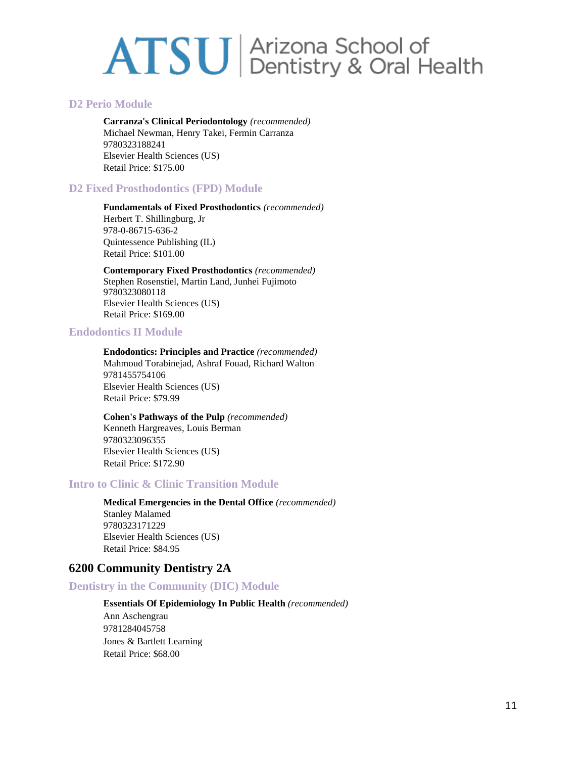### D2 Perio Module

**Carranza's Clinical Periodontology** *(recommended)*
Michael Newman, Henry Takei, Fermin Carranza
9780323188241
Elsevier Health Sciences (US)
Retail Price: $175.00

### D2 Fixed Prosthodontics (FPD) Module

**Fundamentals of Fixed Prosthodontics** *(recommended)*
Herbert T. Shillingburg, Jr
978-0-86715-636-2
Quintessence Publishing (IL)
Retail Price: $101.00

**Contemporary Fixed Prosthodontics** *(recommended)*
Stephen Rosenstiel, Martin Land, Junhei Fujimoto
9780323080118
Elsevier Health Sciences (US)
Retail Price: $169.00

### Endodontics II Module

**Endodontics: Principles and Practice** *(recommended)*
Mahmoud Torabinejad, Ashraf Fouad, Richard Walton
9781455754106
Elsevier Health Sciences (US)
Retail Price: $79.99

**Cohen's Pathways of the Pulp** *(recommended)*
Kenneth Hargreaves, Louis Berman
9780323096355
Elsevier Health Sciences (US)
Retail Price: $172.90

### Intro to Clinic & Clinic Transition Module

**Medical Emergencies in the Dental Office** *(recommended)*
Stanley Malamed
9780323171229
Elsevier Health Sciences (US)
Retail Price: $84.95

## 6200 Community Dentistry 2A

### Dentistry in the Community (DIC) Module

**Essentials Of Epidemiology In Public Health** *(recommended)*
Ann Aschengrau
9781284045758
Jones & Bartlett Learning
Retail Price: $68.00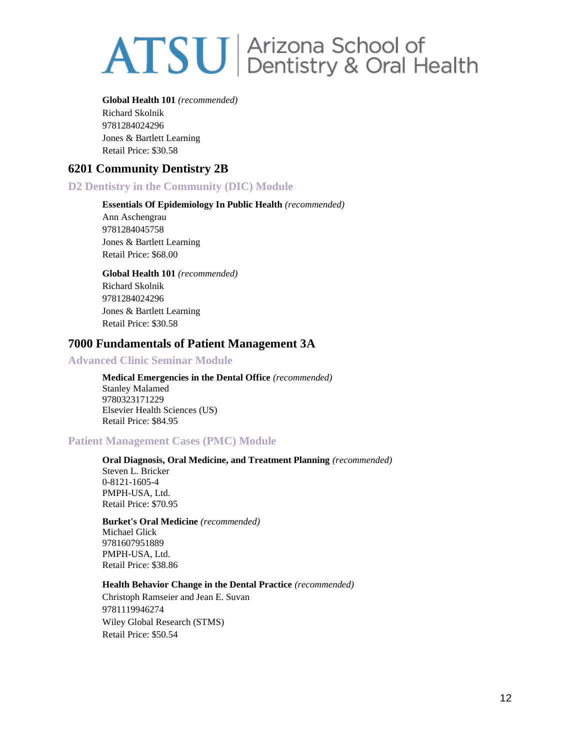**Global Health 101** *(recommended)*
Richard Skolnik
9781284024296
Jones & Bartlett Learning
Retail Price: $30.58

## 6201 Community Dentistry 2B

### D2 Dentistry in the Community (DIC) Module

**Essentials Of Epidemiology In Public Health** *(recommended)*
Ann Aschengrau
9781284045758
Jones & Bartlett Learning
Retail Price: $68.00

**Global Health 101** *(recommended)*
Richard Skolnik
9781284024296
Jones & Bartlett Learning
Retail Price: $30.58

## 7000 Fundamentals of Patient Management 3A

### Advanced Clinic Seminar Module

**Medical Emergencies in the Dental Office** *(recommended)*
Stanley Malamed
9780323171229
Elsevier Health Sciences (US)
Retail Price: $84.95

### Patient Management Cases (PMC) Module

**Oral Diagnosis, Oral Medicine, and Treatment Planning** *(recommended)*
Steven L. Bricker
0-8121-1605-4
PMPH-USA, Ltd.
Retail Price: $70.95

**Burket's Oral Medicine** *(recommended)*
Michael Glick
9781607951889
PMPH-USA, Ltd.
Retail Price: $38.86

**Health Behavior Change in the Dental Practice** *(recommended)*
Christoph Ramseier and Jean E. Suvan
9781119946274
Wiley Global Research (STMS)
Retail Price: $50.54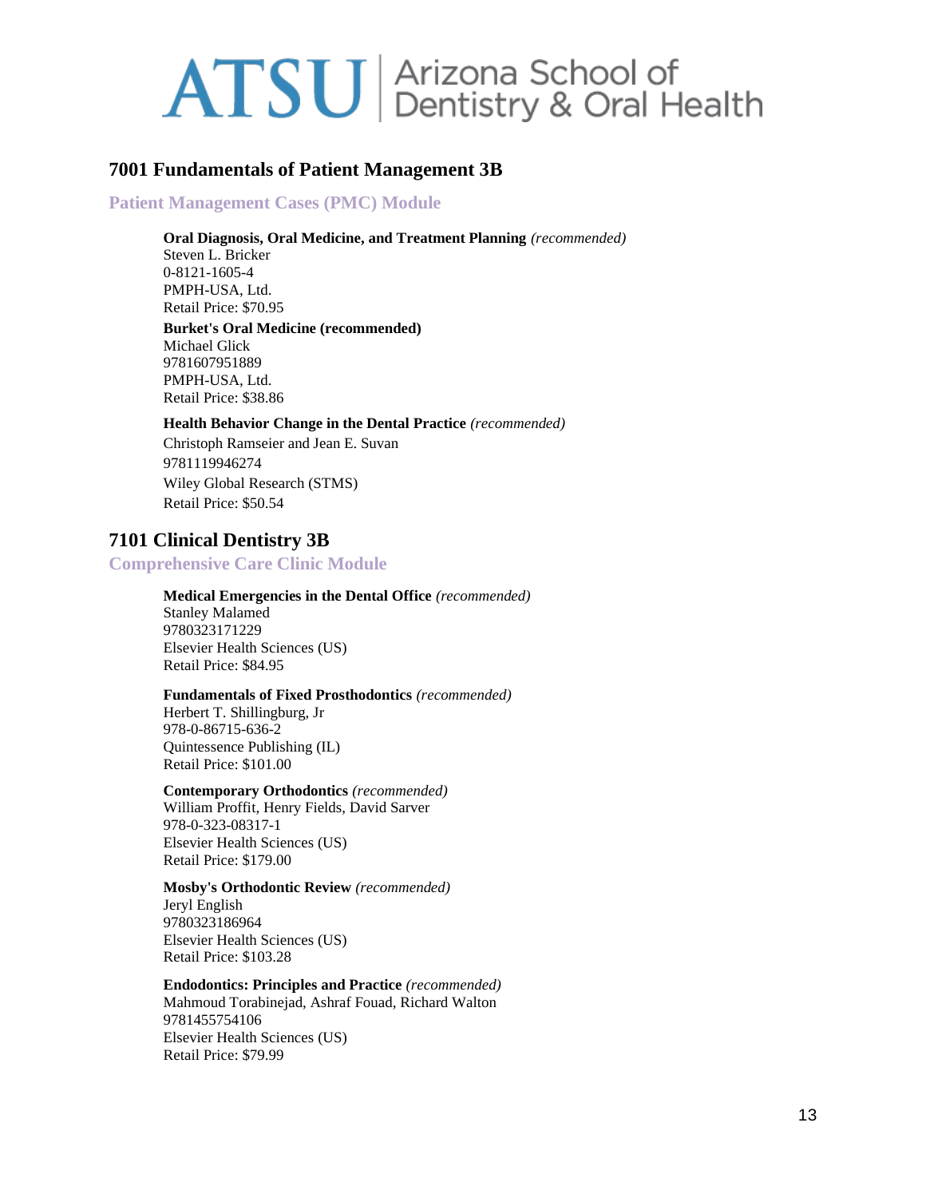## 7001 Fundamentals of Patient Management 3B

### Patient Management Cases (PMC) Module

**Oral Diagnosis, Oral Medicine, and Treatment Planning** *(recommended)*
Steven L. Bricker
0-8121-1605-4
PMPH-USA, Ltd.
Retail Price: $70.95

**Burket's Oral Medicine (recommended)**
Michael Glick
9781607951889
PMPH-USA, Ltd.
Retail Price: $38.86

**Health Behavior Change in the Dental Practice** *(recommended)*
Christoph Ramseier and Jean E. Suvan
9781119946274
Wiley Global Research (STMS)
Retail Price: $50.54

## 7101 Clinical Dentistry 3B

### Comprehensive Care Clinic Module

**Medical Emergencies in the Dental Office** *(recommended)*
Stanley Malamed
9780323171229
Elsevier Health Sciences (US)
Retail Price: $84.95

**Fundamentals of Fixed Prosthodontics** *(recommended)*
Herbert T. Shillingburg, Jr
978-0-86715-636-2
Quintessence Publishing (IL)
Retail Price: $101.00

**Contemporary Orthodontics** *(recommended)*
William Proffit, Henry Fields, David Sarver
978-0-323-08317-1
Elsevier Health Sciences (US)
Retail Price: $179.00

**Mosby's Orthodontic Review** *(recommended)*
Jeryl English
9780323186964
Elsevier Health Sciences (US)
Retail Price: $103.28

**Endodontics: Principles and Practice** *(recommended)*
Mahmoud Torabinejad, Ashraf Fouad, Richard Walton
9781455754106
Elsevier Health Sciences (US)
Retail Price: $79.99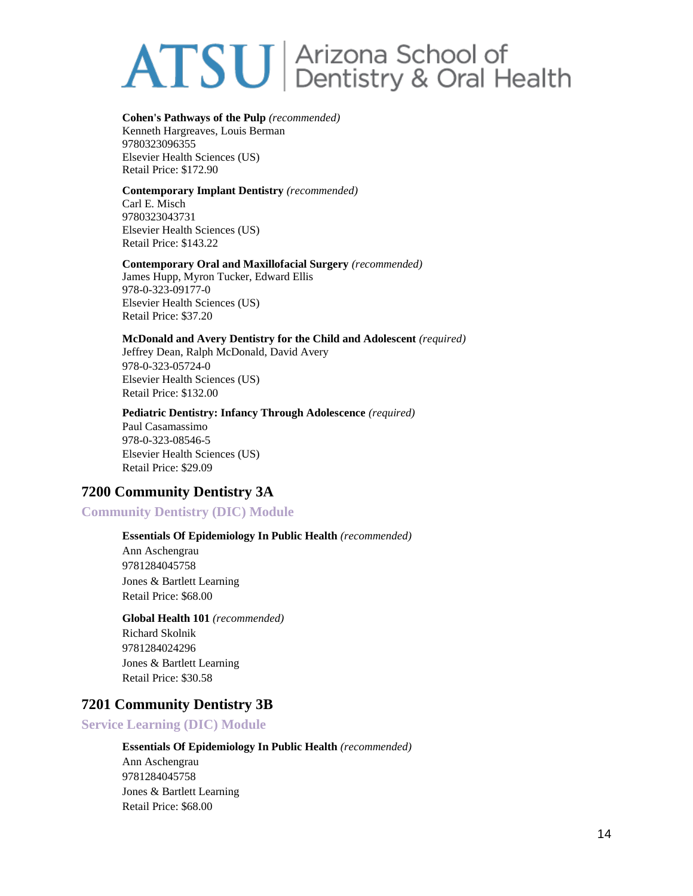**Cohen's Pathways of the Pulp** *(recommended)*
Kenneth Hargreaves, Louis Berman
9780323096355
Elsevier Health Sciences (US)
Retail Price: $172.90

**Contemporary Implant Dentistry** *(recommended)*
Carl E. Misch
9780323043731
Elsevier Health Sciences (US)
Retail Price: $143.22

**Contemporary Oral and Maxillofacial Surgery** *(recommended)*
James Hupp, Myron Tucker, Edward Ellis
978-0-323-09177-0
Elsevier Health Sciences (US)
Retail Price: $37.20

**McDonald and Avery Dentistry for the Child and Adolescent** *(required)*
Jeffrey Dean, Ralph McDonald, David Avery
978-0-323-05724-0
Elsevier Health Sciences (US)
Retail Price: $132.00

**Pediatric Dentistry: Infancy Through Adolescence** *(required)*
Paul Casamassimo
978-0-323-08546-5
Elsevier Health Sciences (US)
Retail Price: $29.09

## 7200 Community Dentistry 3A

### Community Dentistry (DIC) Module

**Essentials Of Epidemiology In Public Health** *(recommended)*
Ann Aschengrau
9781284045758
Jones & Bartlett Learning
Retail Price: $68.00

**Global Health 101** *(recommended)*
Richard Skolnik
9781284024296
Jones & Bartlett Learning
Retail Price: $30.58

## 7201 Community Dentistry 3B

### Service Learning (DIC) Module

**Essentials Of Epidemiology In Public Health** *(recommended)*
Ann Aschengrau
9781284045758
Jones & Bartlett Learning
Retail Price: $68.00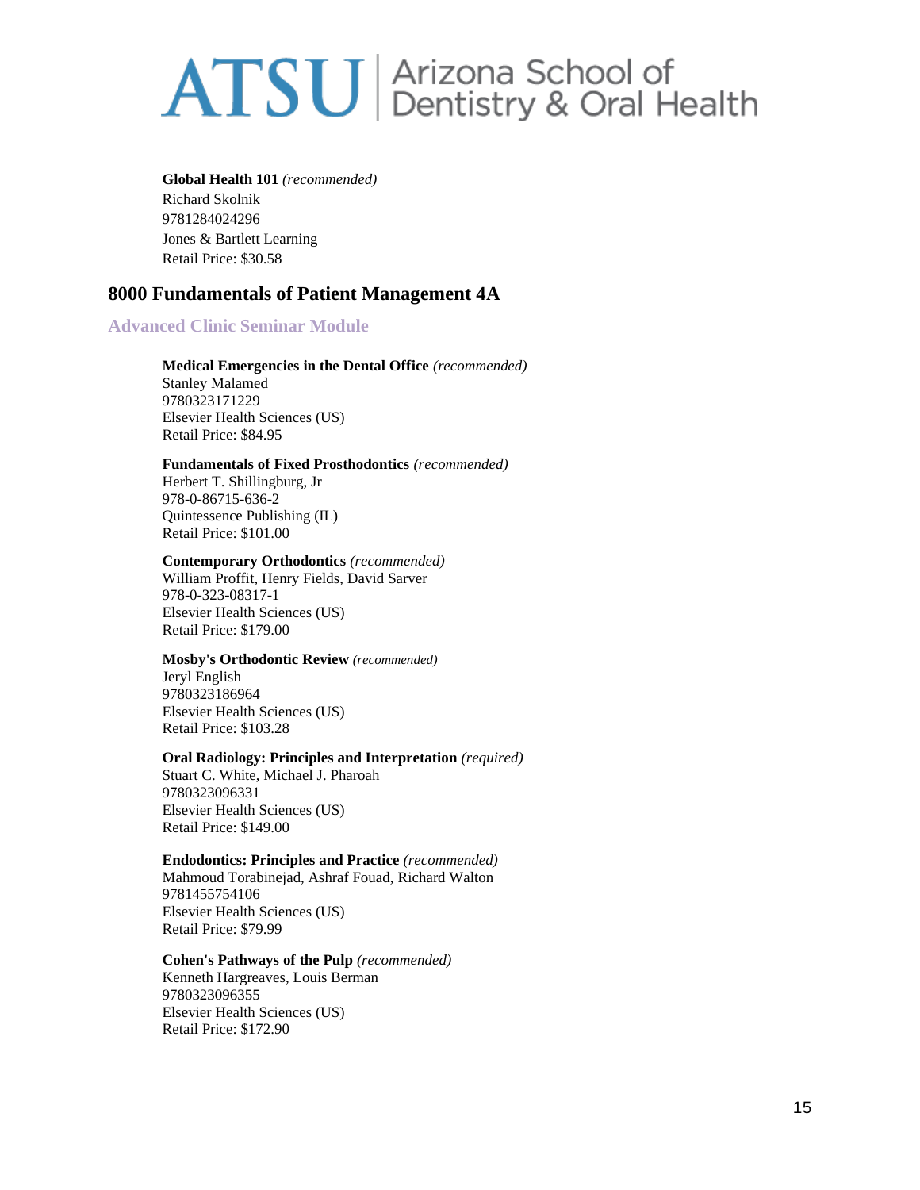**Global Health 101** *(recommended)*
Richard Skolnik
9781284024296
Jones & Bartlett Learning
Retail Price: $30.58

## 8000 Fundamentals of Patient Management 4A

### Advanced Clinic Seminar Module

**Medical Emergencies in the Dental Office** *(recommended)*
Stanley Malamed
9780323171229
Elsevier Health Sciences (US)
Retail Price: $84.95

**Fundamentals of Fixed Prosthodontics** *(recommended)*
Herbert T. Shillingburg, Jr
978-0-86715-636-2
Quintessence Publishing (IL)
Retail Price: $101.00

**Contemporary Orthodontics** *(recommended)*
William Proffit, Henry Fields, David Sarver
978-0-323-08317-1
Elsevier Health Sciences (US)
Retail Price: $179.00

**Mosby's Orthodontic Review** *(recommended)*
Jeryl English
9780323186964
Elsevier Health Sciences (US)
Retail Price: $103.28

**Oral Radiology: Principles and Interpretation** *(required)*
Stuart C. White, Michael J. Pharoah
9780323096331
Elsevier Health Sciences (US)
Retail Price: $149.00

**Endodontics: Principles and Practice** *(recommended)*
Mahmoud Torabinejad, Ashraf Fouad, Richard Walton
9781455754106
Elsevier Health Sciences (US)
Retail Price: $79.99

**Cohen's Pathways of the Pulp** *(recommended)*
Kenneth Hargreaves, Louis Berman
9780323096355
Elsevier Health Sciences (US)
Retail Price: $172.90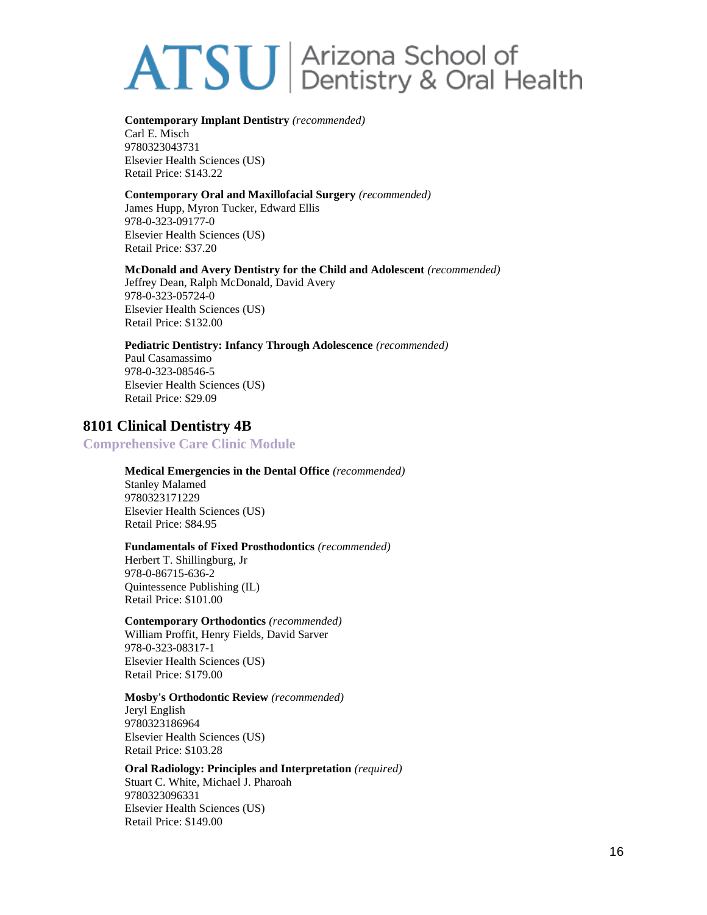**Contemporary Implant Dentistry** *(recommended)*
Carl E. Misch
9780323043731
Elsevier Health Sciences (US)
Retail Price: $143.22

**Contemporary Oral and Maxillofacial Surgery** *(recommended)*
James Hupp, Myron Tucker, Edward Ellis
978-0-323-09177-0
Elsevier Health Sciences (US)
Retail Price: $37.20

**McDonald and Avery Dentistry for the Child and Adolescent** *(recommended)*
Jeffrey Dean, Ralph McDonald, David Avery
978-0-323-05724-0
Elsevier Health Sciences (US)
Retail Price: $132.00

**Pediatric Dentistry: Infancy Through Adolescence** *(recommended)*
Paul Casamassimo
978-0-323-08546-5
Elsevier Health Sciences (US)
Retail Price: $29.09

## 8101 Clinical Dentistry 4B

### Comprehensive Care Clinic Module

**Medical Emergencies in the Dental Office** *(recommended)*
Stanley Malamed
9780323171229
Elsevier Health Sciences (US)
Retail Price: $84.95

**Fundamentals of Fixed Prosthodontics** *(recommended)*
Herbert T. Shillingburg, Jr
978-0-86715-636-2
Quintessence Publishing (IL)
Retail Price: $101.00

**Contemporary Orthodontics** *(recommended)*
William Proffit, Henry Fields, David Sarver
978-0-323-08317-1
Elsevier Health Sciences (US)
Retail Price: $179.00

**Mosby's Orthodontic Review** *(recommended)*
Jeryl English
9780323186964
Elsevier Health Sciences (US)
Retail Price: $103.28

**Oral Radiology: Principles and Interpretation** *(required)*
Stuart C. White, Michael J. Pharoah
9780323096331
Elsevier Health Sciences (US)
Retail Price: $149.00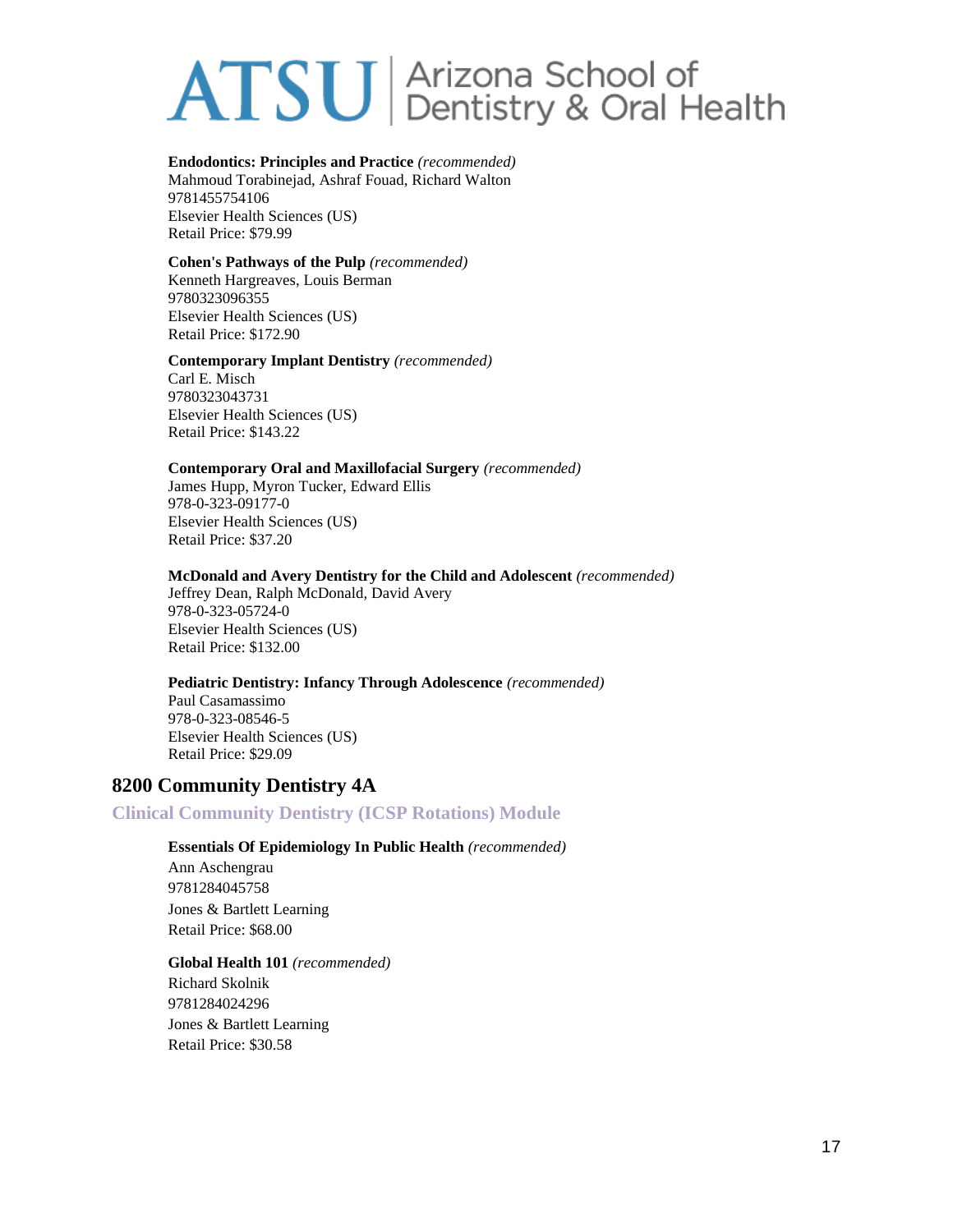**Endodontics: Principles and Practice** *(recommended)*
Mahmoud Torabinejad, Ashraf Fouad, Richard Walton
9781455754106
Elsevier Health Sciences (US)
Retail Price: $79.99

**Cohen's Pathways of the Pulp** *(recommended)*
Kenneth Hargreaves, Louis Berman
9780323096355
Elsevier Health Sciences (US)
Retail Price: $172.90

**Contemporary Implant Dentistry** *(recommended)*
Carl E. Misch
9780323043731
Elsevier Health Sciences (US)
Retail Price: $143.22

**Contemporary Oral and Maxillofacial Surgery** *(recommended)*
James Hupp, Myron Tucker, Edward Ellis
978-0-323-09177-0
Elsevier Health Sciences (US)
Retail Price: $37.20

**McDonald and Avery Dentistry for the Child and Adolescent** *(recommended)*
Jeffrey Dean, Ralph McDonald, David Avery
978-0-323-05724-0
Elsevier Health Sciences (US)
Retail Price: $132.00

**Pediatric Dentistry: Infancy Through Adolescence** *(recommended)*
Paul Casamassimo
978-0-323-08546-5
Elsevier Health Sciences (US)
Retail Price: $29.09

## 8200 Community Dentistry 4A

### Clinical Community Dentistry (ICSP Rotations) Module

**Essentials Of Epidemiology In Public Health** *(recommended)*
Ann Aschengrau
9781284045758
Jones & Bartlett Learning
Retail Price: $68.00

**Global Health 101** *(recommended)*
Richard Skolnik
9781284024296
Jones & Bartlett Learning
Retail Price: $30.58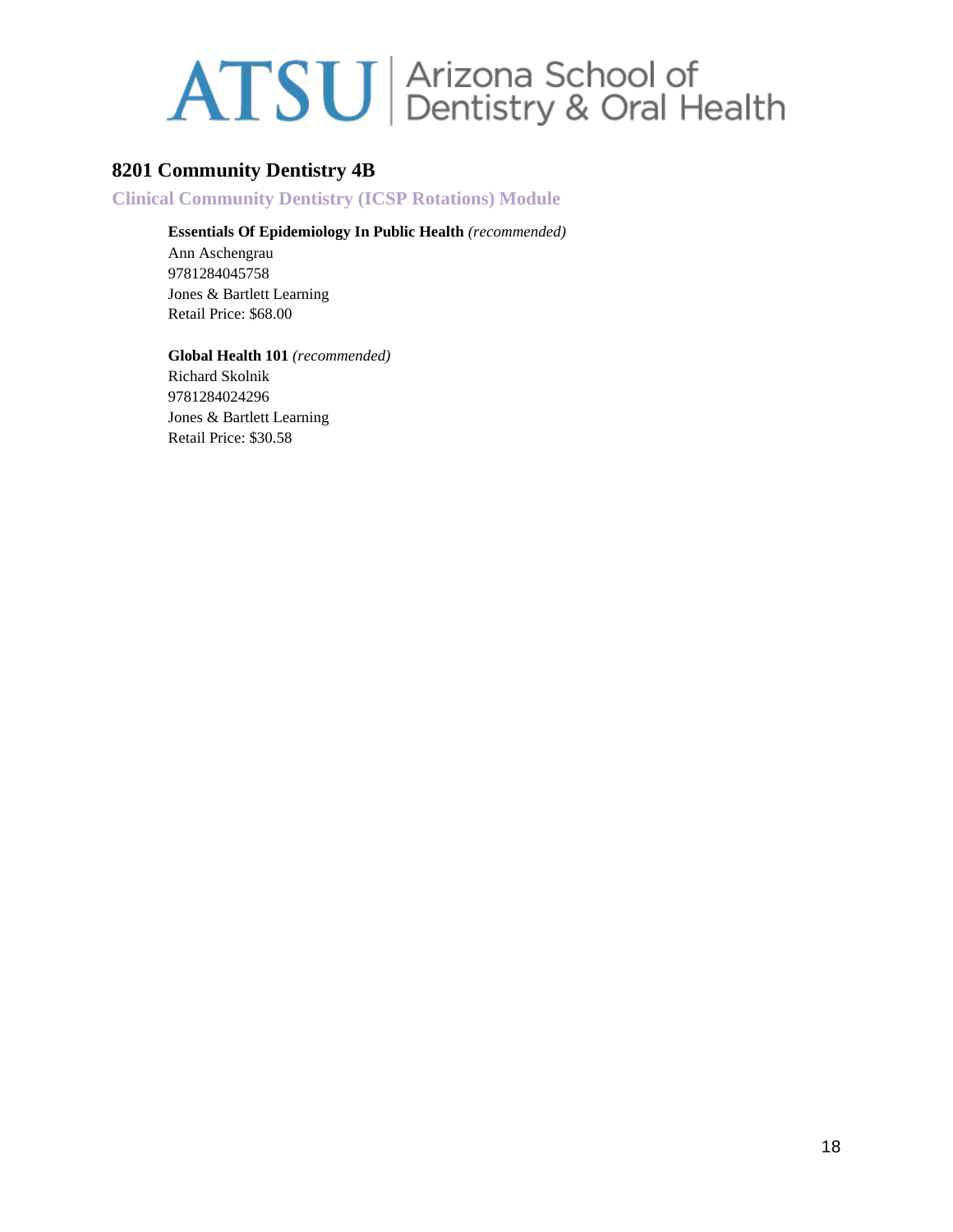## 8201 Community Dentistry 4B

### Clinical Community Dentistry (ICSP Rotations) Module

**Essentials Of Epidemiology In Public Health** *(recommended)*
Ann Aschengrau
9781284045758
Jones & Bartlett Learning
Retail Price: $68.00

**Global Health 101** *(recommended)*
Richard Skolnik
9781284024296
Jones & Bartlett Learning
Retail Price: $30.58